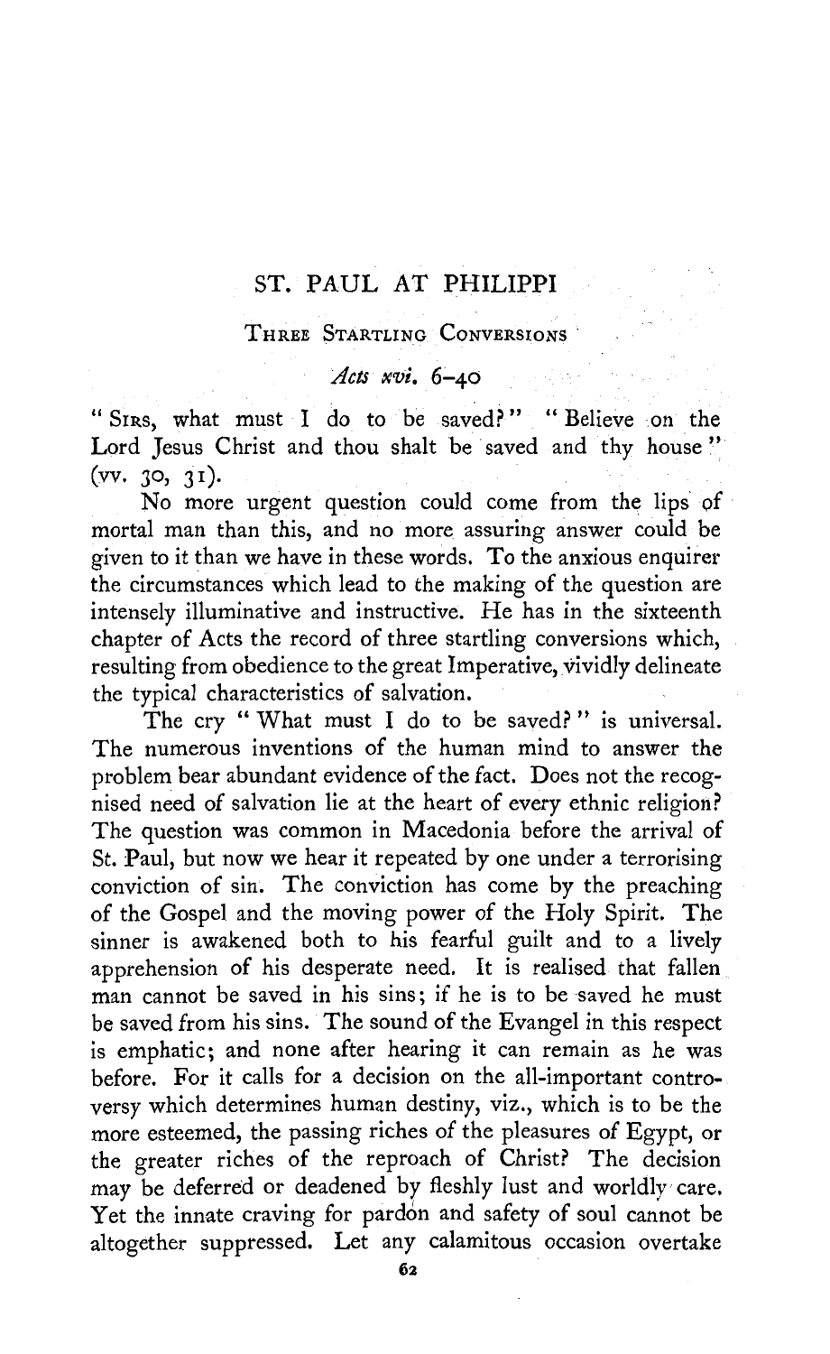# ST. PAUL AT PHILIPPI

## THREE STARTLING CONVERSIONS

### *Acts xvi.* 6–40

"SIRS, what must I do to be saved?" "Believe on the Lord Jesus Christ and thou shalt be saved and thy house" (vv. 30, 31).

No more urgent question could come from the lips of mortal man than this, and no more assuring answer could be given to it than we have in these words. To the anxious enquirer the circumstances which lead to the making of the question are intensely illuminative and instructive. He has in the sixteenth chapter of Acts the record of three startling conversions which, resulting from obedience to the great Imperative, vividly delineate the typical characteristics of salvation.

The cry "What must I do to be saved?" is universal. The numerous inventions of the human mind to answer the problem bear abundant evidence of the fact. Does not the recognised need of salvation lie at the heart of every ethnic religion? The question was common in Macedonia before the arrival of St. Paul, but now we hear it repeated by one under a terrorising conviction of sin. The conviction has come by the preaching of the Gospel and the moving power of the Holy Spirit. The sinner is awakened both to his fearful guilt and to a lively apprehension of his desperate need. It is realised that fallen man cannot be saved in his sins; if he is to be saved he must be saved from his sins. The sound of the Evangel in this respect is emphatic; and none after hearing it can remain as he was before. For it calls for a decision on the all-important controversy which determines human destiny, viz., which is to be the more esteemed, the passing riches of the pleasures of Egypt, or the greater riches of the reproach of Christ? The decision may be deferred or deadened by fleshly lust and worldly care. Yet the innate craving for pardon and safety of soul cannot be altogether suppressed. Let any calamitous occasion overtake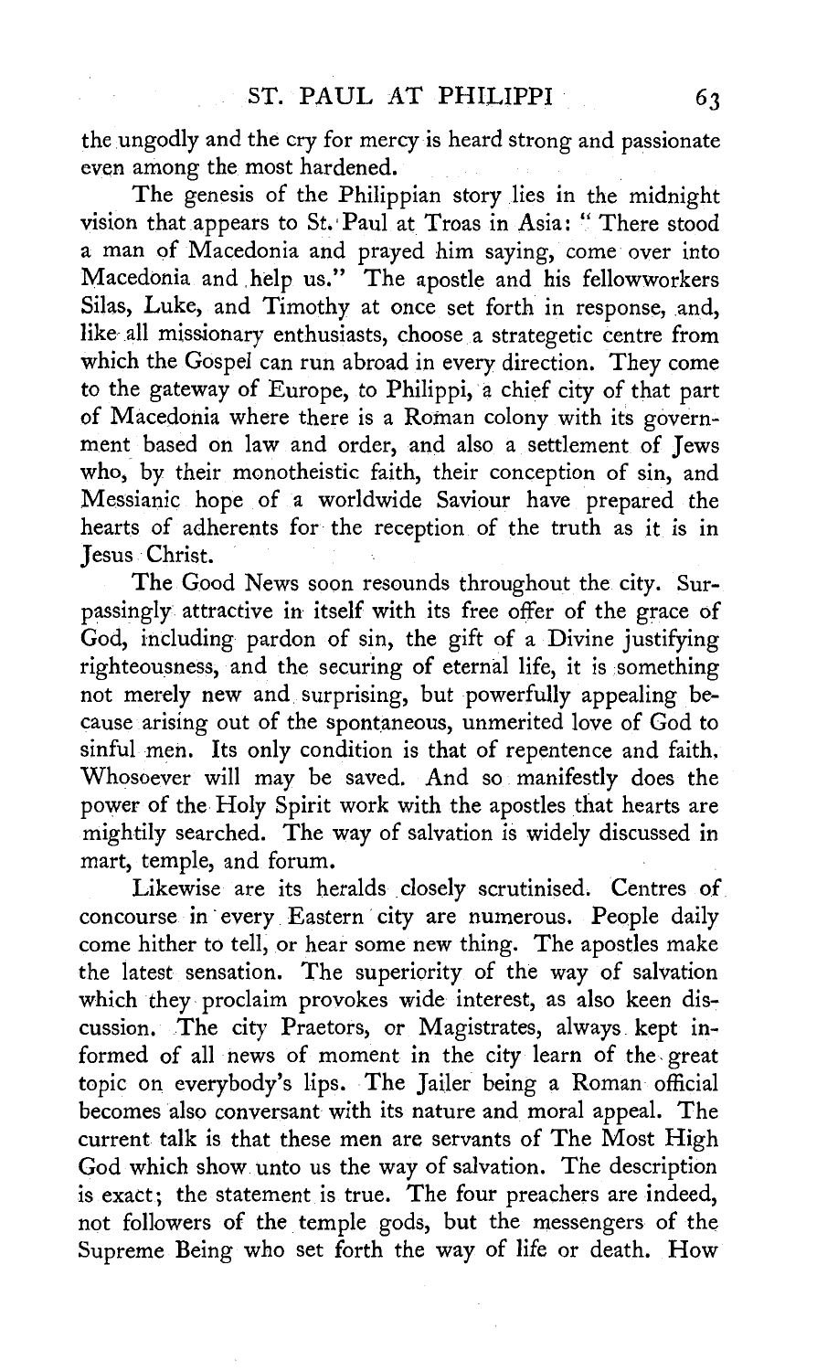the ungodly and the cry for mercy is heard strong and passionate even among the most hardened.

The genesis of the Philippian story lies in the midnight vision that appears to St. Paul at Troas in Asia: "There stood a man of Macedonia and prayed him saying, come over into Macedonia and help us." The apostle and his fellowworkers Silas, Luke, and Timothy at once set forth in response, and, like all missionary enthusiasts, choose a strategetic centre from which the Gospel can run abroad in every direction. They come to the gateway of Europe, to Philippi, a chief city of that part of Macedonia where there is a Roman colony with its government based on law and order, and also a settlement of Jews who, by their monotheistic faith, their conception of sin, and Messianic hope of a worldwide Saviour have prepared the hearts of adherents for the reception of the truth as it is in Jesus Christ.

The Good News soon resounds throughout the city. Surpassingly attractive in itself with its free offer of the grace of God, including pardon of sin, the gift of a Divine justifying righteousness, and the securing of eternal life, it is something not merely new and surprising, but powerfully appealing because arising out of the spontaneous, unmerited love of God to sinful men. Its only condition is that of repentence and faith. Whosoever will may be saved. And so manifestly does the power of the Holy Spirit work with the apostles that hearts are mightily searched. The way of salvation is widely discussed in mart, temple, and forum.

Likewise are its heralds closely scrutinised. Centres of concourse in every Eastern city are numerous. People daily come hither to tell, or hear some new thing. The apostles make the latest sensation. The superiority of the way of salvation which they proclaim provokes wide interest, as also keen discussion. The city Praetors, or Magistrates, always kept informed of all news of moment in the city learn of the great topic on everybody's lips. The Jailer being a Roman official becomes also conversant with its nature and moral appeal. The current talk is that these men are servants of The Most High God which show unto us the way of salvation. The description is exact; the statement is true. The four preachers are indeed, not followers of the temple gods, but the messengers of the Supreme Being who set forth the way of life or death. How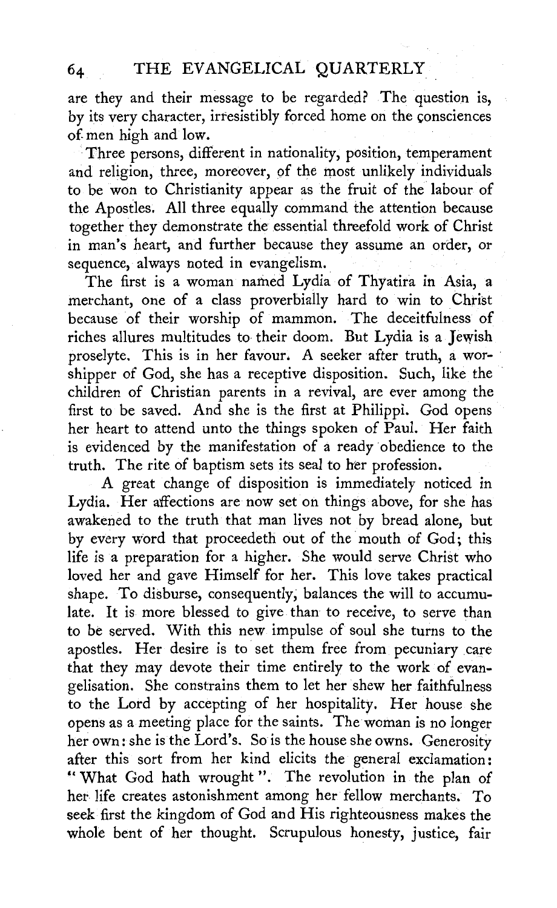are they and their message to be regarded? The question is, by its very character, irresistibly forced home on the consciences of men high and low.

Three persons, different in nationality, position, temperament and religion, three, moreover, of the most unlikely individuals to be won to Christianity appear as the fruit of the labour of the Apostles. All three equally command the attention because together they demonstrate the essential threefold work of Christ in man's heart, and further because they assume an order, or sequence, always noted in evangelism.

The first is a woman named Lydia of Thyatira in Asia, a merchant, one of a class proverbially hard to win to Christ because of their worship of mammon. The deceitfulness of riches allures multitudes to their doom. But Lydia is a Jewish proselyte. This is in her favour. A seeker after truth, a worshipper of God, she has a receptive disposition. Such, like the children of Christian parents in a revival, are ever among the first to be saved. And she is the first at Philippi. God opens her heart to attend unto the things spoken of Paul. Her faith is evidenced by the manifestation of a ready obedience to the truth. The rite of baptism sets its seal to her profession.

A great change of disposition is immediately noticed in Lydia. Her affections are now set on things above, for she has awakened to the truth that man lives not by bread alone, but by every word that proceedeth out of the mouth of God; this life is a preparation for a higher. She would serve Christ who loved her and gave Himself for her. This love takes practical shape. To disburse, consequently, balances the will to accumulate. It is more blessed to give than to receive, to serve than to be served. With this new impulse of soul she turns to the apostles. Her desire is to set them free from pecuniary care that they may devote their time entirely to the work of evangelisation. She constrains them to let her shew her faithfulness to the Lord by accepting of her hospitality. Her house she opens as a meeting place for the saints. The woman is no longer her own: she is the Lord's. So is the house she owns. Generosity after this sort from her kind elicits the general exclamation: "What God hath wrought". The revolution in the plan of her life creates astonishment among her fellow merchants. To seek first the kingdom of God and His righteousness makes the whole bent of her thought. Scrupulous honesty, justice, fair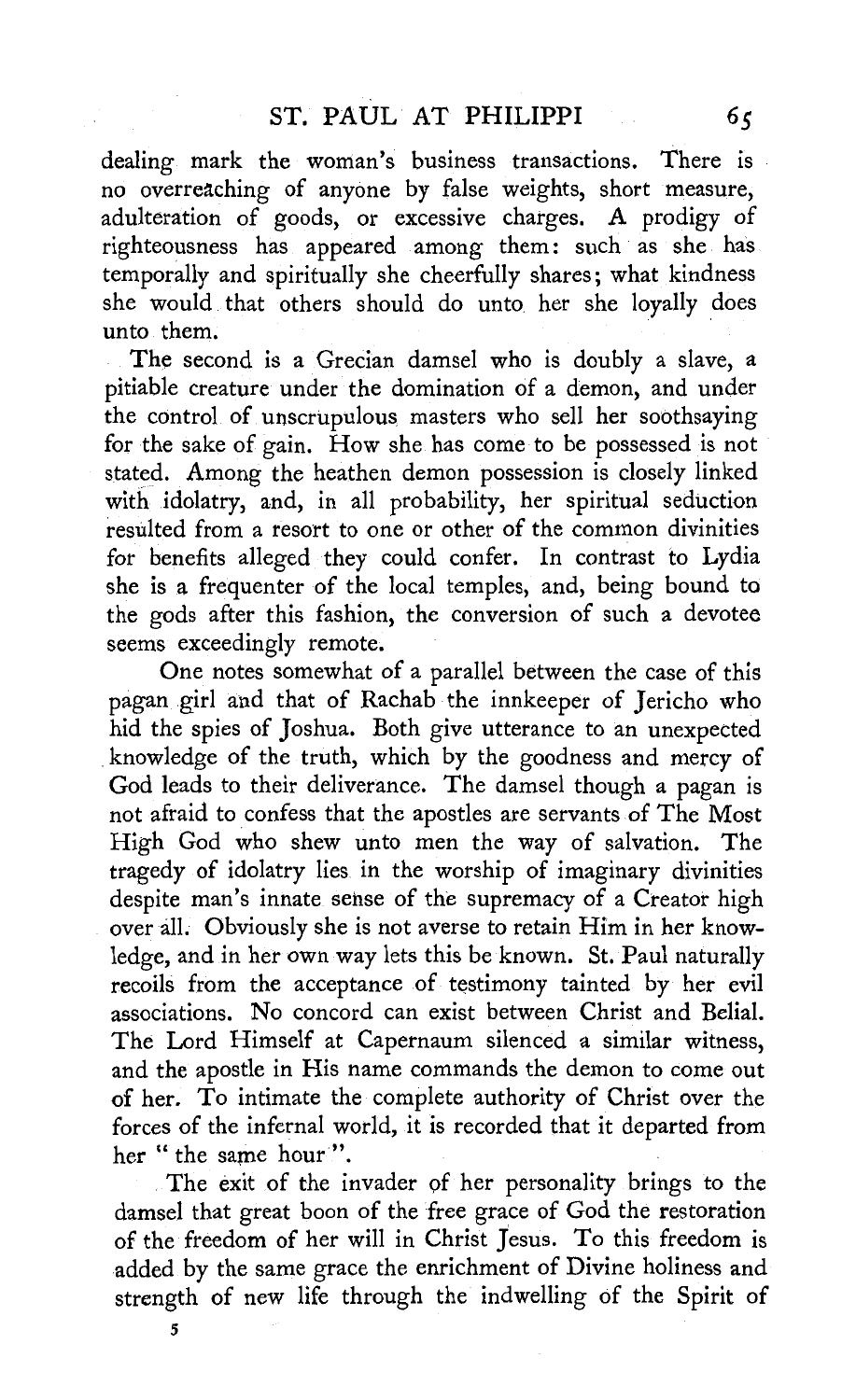dealing mark the woman's business transactions. There is no overreaching of anyone by false weights, short measure, adulteration of goods, or excessive charges. A prodigy of righteousness has appeared among them: such as she has temporally and spiritually she cheerfully shares; what kindness she would that others should do unto her she loyally does unto them.

The second is a Grecian damsel who is doubly a slave, a pitiable creature under the domination of a demon, and under the control of unscrupulous masters who sell her soothsaying for the sake of gain. How she has come to be possessed is not stated. Among the heathen demon possession is closely linked with idolatry, and, in all probability, her spiritual seduction resulted from a resort to one or other of the common divinities for benefits alleged they could confer. In contrast to Lydia she is a frequenter of the local temples, and, being bound to the gods after this fashion, the conversion of such a devotee seems exceedingly remote.

One notes somewhat of a parallel between the case of this pagan girl and that of Rachab the innkeeper of Jericho who hid the spies of Joshua. Both give utterance to an unexpected knowledge of the truth, which by the goodness and mercy of God leads to their deliverance. The damsel though a pagan is not afraid to confess that the apostles are servants of The Most High God who shew unto men the way of salvation. The tragedy of idolatry lies in the worship of imaginary divinities despite man's innate sense of the supremacy of a Creator high over all. Obviously she is not averse to retain Him in her knowledge, and in her own way lets this be known. St. Paul naturally recoils from the acceptance of testimony tainted by her evil associations. No concord can exist between Christ and Belial. The Lord Himself at Capernaum silenced a similar witness, and the apostle in His name commands the demon to come out of her. To intimate the complete authority of Christ over the forces of the infernal world, it is recorded that it departed from her "the same hour".

The exit of the invader of her personality brings to the damsel that great boon of the free grace of God the restoration of the freedom of her will in Christ Jesus. To this freedom is added by the same grace the enrichment of Divine holiness and strength of new life through the indwelling of the Spirit of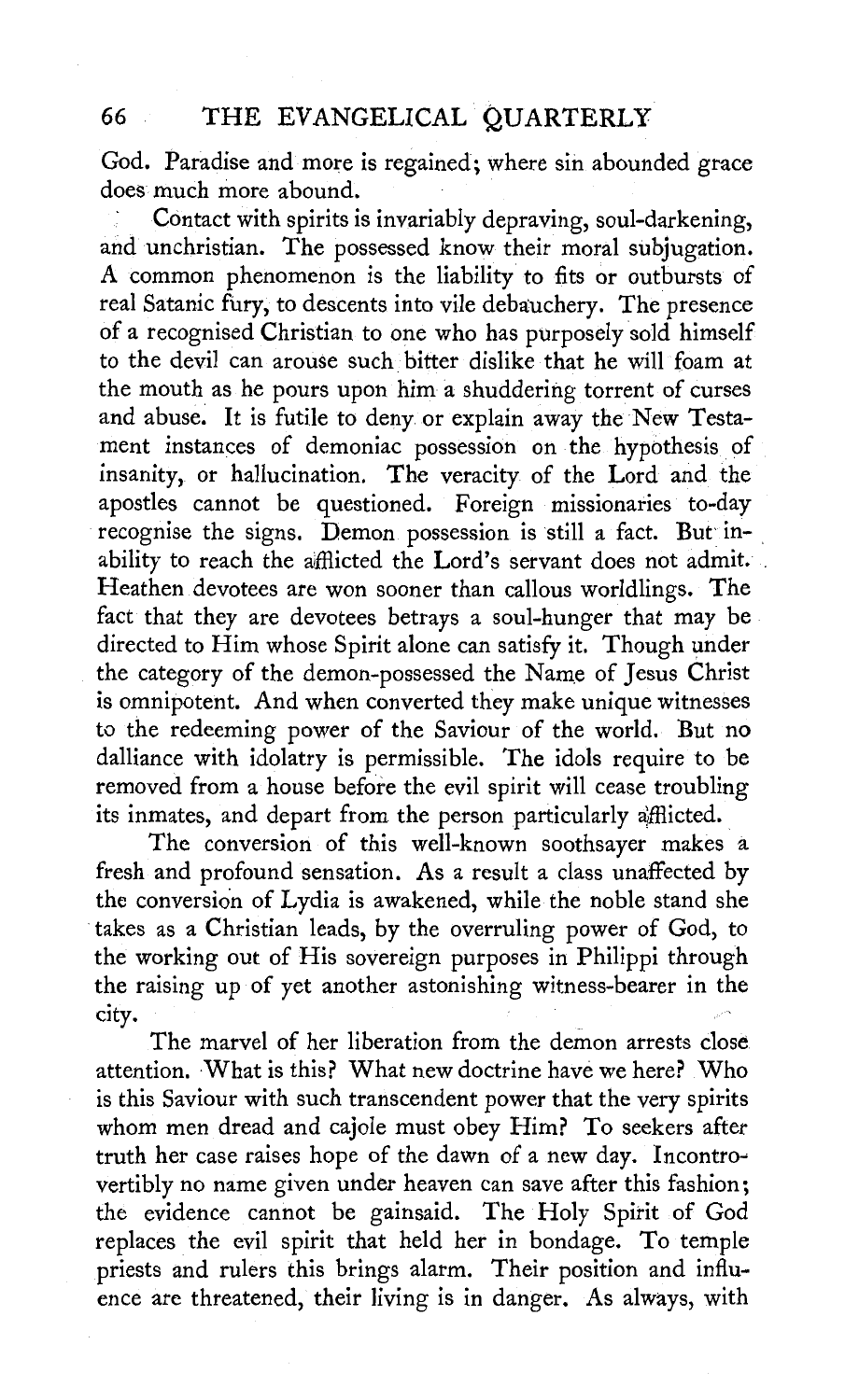God. Paradise and more is regained; where sin abounded grace does much more abound.

Contact with spirits is invariably depraving, soul-darkening, and unchristian. The possessed know their moral subjugation. A common phenomenon is the liability to fits or outbursts of real Satanic fury, to descents into vile debauchery. The presence of a recognised Christian to one who has purposely sold himself to the devil can arouse such bitter dislike that he will foam at the mouth as he pours upon him a shuddering torrent of curses and abuse. It is futile to deny or explain away the New Testament instances of demoniac possession on the hypothesis of insanity, or hallucination. The veracity of the Lord and the apostles cannot be questioned. Foreign missionaries to-day recognise the signs. Demon possession is still a fact. But inability to reach the afflicted the Lord's servant does not admit. Heathen devotees are won sooner than callous worldlings. The fact that they are devotees betrays a soul-hunger that may be directed to Him whose Spirit alone can satisfy it. Though under the category of the demon-possessed the Name of Jesus Christ is omnipotent. And when converted they make unique witnesses to the redeeming power of the Saviour of the world. But no dalliance with idolatry is permissible. The idols require to be removed from a house before the evil spirit will cease troubling its inmates, and depart from the person particularly afflicted.

The conversion of this well-known soothsayer makes a fresh and profound sensation. As a result a class unaffected by the conversion of Lydia is awakened, while the noble stand she takes as a Christian leads, by the overruling power of God, to the working out of His sovereign purposes in Philippi through the raising up of yet another astonishing witness-bearer in the city.

The marvel of her liberation from the demon arrests close attention. What is this? What new doctrine have we here? Who is this Saviour with such transcendent power that the very spirits whom men dread and cajole must obey Him? To seekers after truth her case raises hope of the dawn of a new day. Incontrovertibly no name given under heaven can save after this fashion; the evidence cannot be gainsaid. The Holy Spirit of God replaces the evil spirit that held her in bondage. To temple priests and rulers this brings alarm. Their position and influence are threatened, their living is in danger. As always, with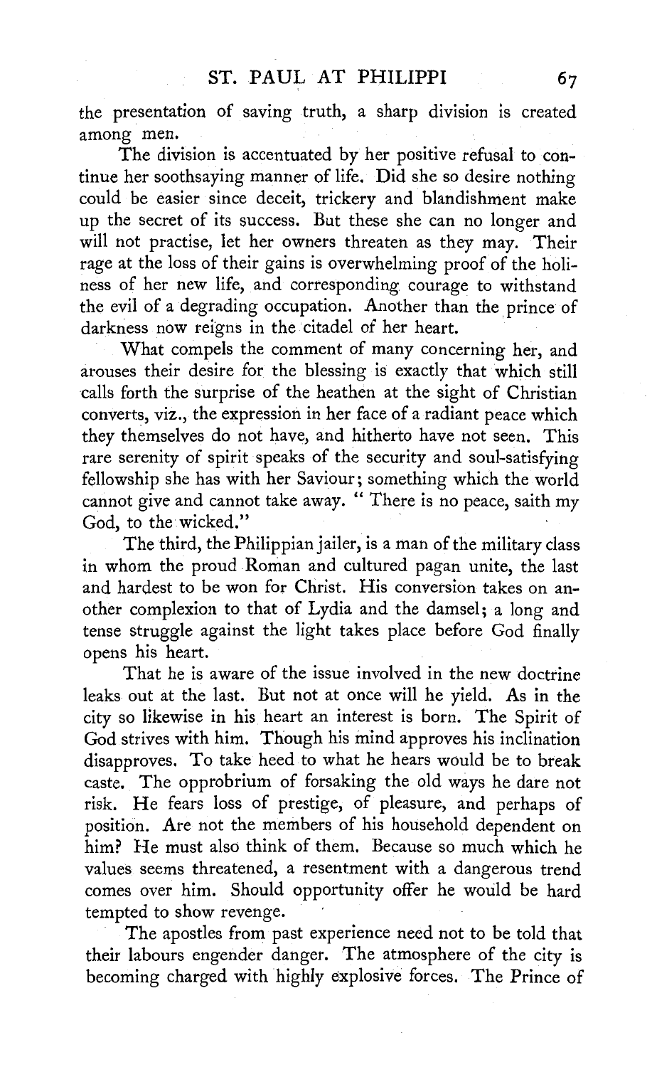the presentation of saving truth, a sharp division is created among men.

The division is accentuated by her positive refusal to continue her soothsaying manner of life. Did she so desire nothing could be easier since deceit, trickery and blandishment make up the secret of its success. But these she can no longer and will not practise, let her owners threaten as they may. Their rage at the loss of their gains is overwhelming proof of the holiness of her new life, and corresponding courage to withstand the evil of a degrading occupation. Another than the prince of darkness now reigns in the citadel of her heart.

What compels the comment of many concerning her, and arouses their desire for the blessing is exactly that which still calls forth the surprise of the heathen at the sight of Christian converts, viz., the expression in her face of a radiant peace which they themselves do not have, and hitherto have not seen. This rare serenity of spirit speaks of the security and soul-satisfying fellowship she has with her Saviour; something which the world cannot give and cannot take away. "There is no peace, saith my God, to the wicked."

The third, the Philippian jailer, is a man of the military class in whom the proud Roman and cultured pagan unite, the last and hardest to be won for Christ. His conversion takes on another complexion to that of Lydia and the damsel; a long and tense struggle against the light takes place before God finally opens his heart.

That he is aware of the issue involved in the new doctrine leaks out at the last. But not at once will he yield. As in the city so likewise in his heart an interest is born. The Spirit of God strives with him. Though his mind approves his inclination disapproves. To take heed to what he hears would be to break caste. The opprobrium of forsaking the old ways he dare not risk. He fears loss of prestige, of pleasure, and perhaps of position. Are not the members of his household dependent on him? He must also think of them. Because so much which he values seems threatened, a resentment with a dangerous trend comes over him. Should opportunity offer he would be hard tempted to show revenge.

The apostles from past experience need not to be told that their labours engender danger. The atmosphere of the city is becoming charged with highly explosive forces. The Prince of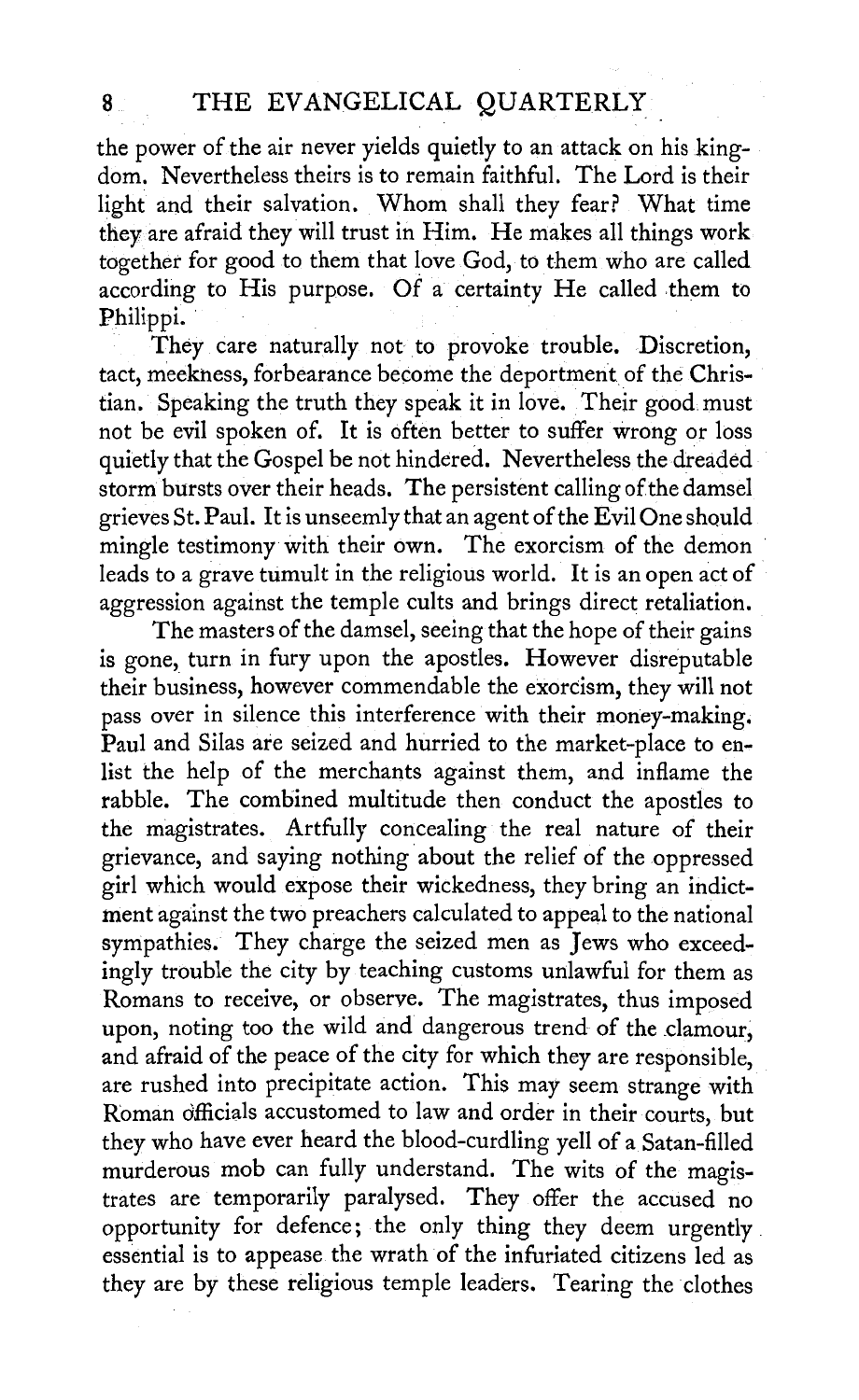the power of the air never yields quietly to an attack on his kingdom. Nevertheless theirs is to remain faithful. The Lord is their light and their salvation. Whom shall they fear? What time they are afraid they will trust in Him. He makes all things work together for good to them that love God, to them who are called according to His purpose. Of a certainty He called them to Philippi.

They care naturally not to provoke trouble. Discretion, tact, meekness, forbearance become the deportment of the Christian. Speaking the truth they speak it in love. Their good must not be evil spoken of. It is often better to suffer wrong or loss quietly that the Gospel be not hindered. Nevertheless the dreaded storm bursts over their heads. The persistent calling of the damsel grieves St. Paul. It is unseemly that an agent of the Evil One should mingle testimony with their own. The exorcism of the demon leads to a grave tumult in the religious world. It is an open act of aggression against the temple cults and brings direct retaliation.

The masters of the damsel, seeing that the hope of their gains is gone, turn in fury upon the apostles. However disreputable their business, however commendable the exorcism, they will not pass over in silence this interference with their money-making. Paul and Silas are seized and hurried to the market-place to enlist the help of the merchants against them, and inflame the rabble. The combined multitude then conduct the apostles to the magistrates. Artfully concealing the real nature of their grievance, and saying nothing about the relief of the oppressed girl which would expose their wickedness, they bring an indictment against the two preachers calculated to appeal to the national sympathies. They charge the seized men as Jews who exceedingly trouble the city by teaching customs unlawful for them as Romans to receive, or observe. The magistrates, thus imposed upon, noting too the wild and dangerous trend of the clamour, and afraid of the peace of the city for which they are responsible, are rushed into precipitate action. This may seem strange with Roman officials accustomed to law and order in their courts, but they who have ever heard the blood-curdling yell of a Satan-filled murderous mob can fully understand. The wits of the magistrates are temporarily paralysed. They offer the accused no opportunity for defence; the only thing they deem urgently essential is to appease the wrath of the infuriated citizens led as they are by these religious temple leaders. Tearing the clothes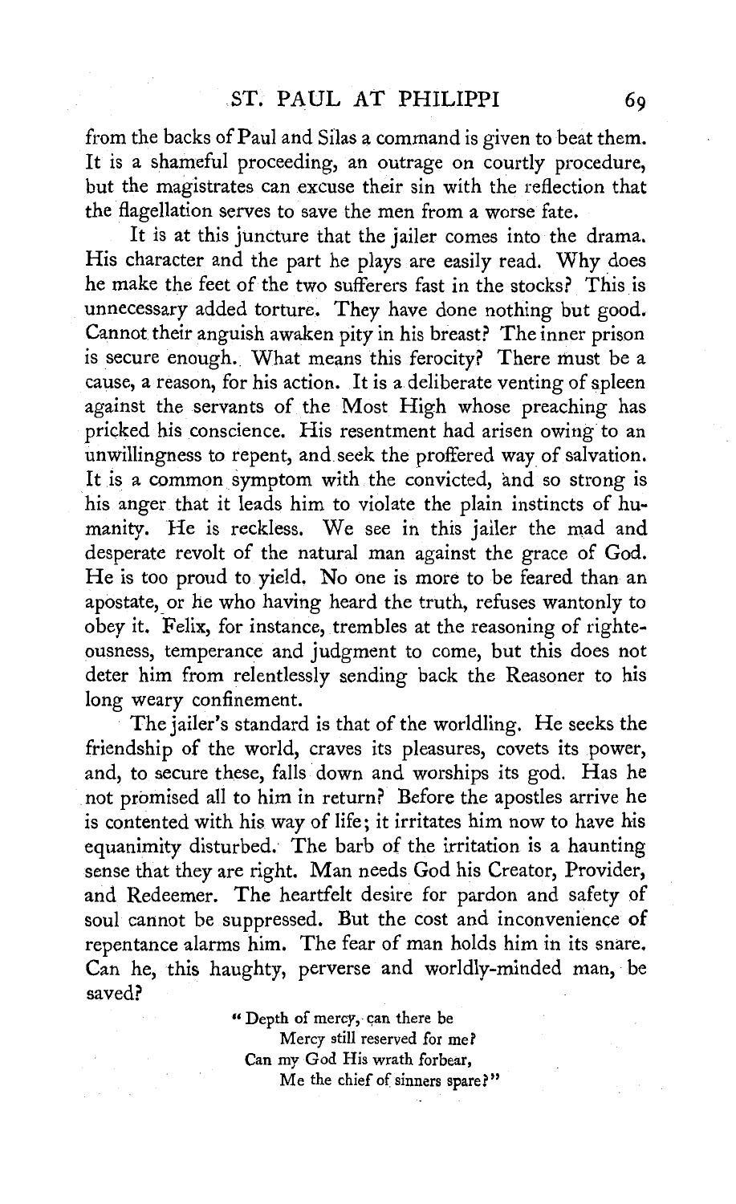from the backs of Paul and Silas a command is given to beat them. It is a shameful proceeding, an outrage on courtly procedure, but the magistrates can excuse their sin with the reflection that the flagellation serves to save the men from a worse fate.

It is at this juncture that the jailer comes into the drama. His character and the part he plays are easily read. Why does he make the feet of the two sufferers fast in the stocks? This is unnecessary added torture. They have done nothing but good. Cannot their anguish awaken pity in his breast? The inner prison is secure enough. What means this ferocity? There must be a cause, a reason, for his action. It is a deliberate venting of spleen against the servants of the Most High whose preaching has pricked his conscience. His resentment had arisen owing to an unwillingness to repent, and seek the proffered way of salvation. It is a common symptom with the convicted, and so strong is his anger that it leads him to violate the plain instincts of humanity. He is reckless. We see in this jailer the mad and desperate revolt of the natural man against the grace of God. He is too proud to yield. No one is more to be feared than an apostate, or he who having heard the truth, refuses wantonly to obey it. Felix, for instance, trembles at the reasoning of righteousness, temperance and judgment to come, but this does not deter him from relentlessly sending back the Reasoner to his long weary confinement.

The jailer's standard is that of the worldling. He seeks the friendship of the world, craves its pleasures, covets its power, and, to secure these, falls down and worships its god. Has he not promised all to him in return? Before the apostles arrive he is contented with his way of life; it irritates him now to have his equanimity disturbed. The barb of the irritation is a haunting sense that they are right. Man needs God his Creator, Provider, and Redeemer. The heartfelt desire for pardon and safety of soul cannot be suppressed. But the cost and inconvenience of repentance alarms him. The fear of man holds him in its snare. Can he, this haughty, perverse and worldly-minded man, be saved?

> "Depth of mercy, can there be
> Mercy still reserved for me?
> Can my God His wrath forbear,
> Me the chief of sinners spare?"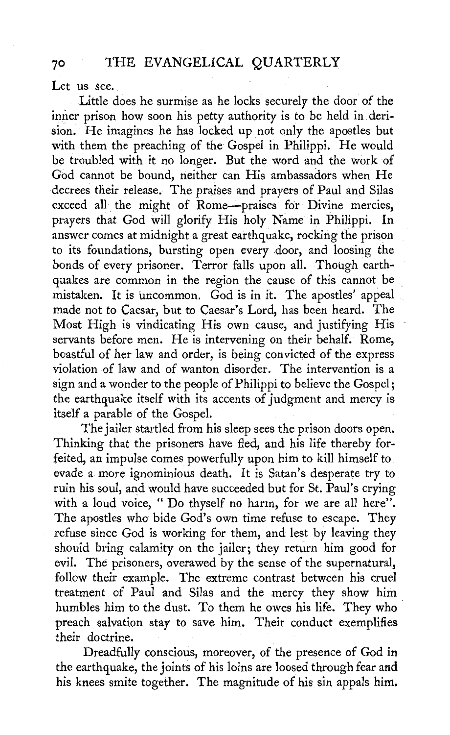Let us see.

Little does he surmise as he locks securely the door of the inner prison how soon his petty authority is to be held in derision. He imagines he has locked up not only the apostles but with them the preaching of the Gospel in Philippi. He would be troubled with it no longer. But the word and the work of God cannot be bound, neither can His ambassadors when He decrees their release. The praises and prayers of Paul and Silas exceed all the might of Rome—praises for Divine mercies, prayers that God will glorify His holy Name in Philippi. In answer comes at midnight a great earthquake, rocking the prison to its foundations, bursting open every door, and loosing the bonds of every prisoner. Terror falls upon all. Though earthquakes are common in the region the cause of this cannot be mistaken. It is uncommon. God is in it. The apostles' appeal made not to Caesar, but to Caesar's Lord, has been heard. The Most High is vindicating His own cause, and justifying His servants before men. He is intervening on their behalf. Rome, boastful of her law and order, is being convicted of the express violation of law and of wanton disorder. The intervention is a sign and a wonder to the people of Philippi to believe the Gospel; the earthquake itself with its accents of judgment and mercy is itself a parable of the Gospel.

The jailer startled from his sleep sees the prison doors open. Thinking that the prisoners have fled, and his life thereby forfeited, an impulse comes powerfully upon him to kill himself to evade a more ignominious death. It is Satan's desperate try to ruin his soul, and would have succeeded but for St. Paul's crying with a loud voice, " Do thyself no harm, for we are all here". The apostles who bide God's own time refuse to escape. They refuse since God is working for them, and lest by leaving they should bring calamity on the jailer; they return him good for evil. The prisoners, overawed by the sense of the supernatural, follow their example. The extreme contrast between his cruel treatment of Paul and Silas and the mercy they show him humbles him to the dust. To them he owes his life. They who preach salvation stay to save him. Their conduct exemplifies their doctrine.

Dreadfully conscious, moreover, of the presence of God in the earthquake, the joints of his loins are loosed through fear and his knees smite together. The magnitude of his sin appals him.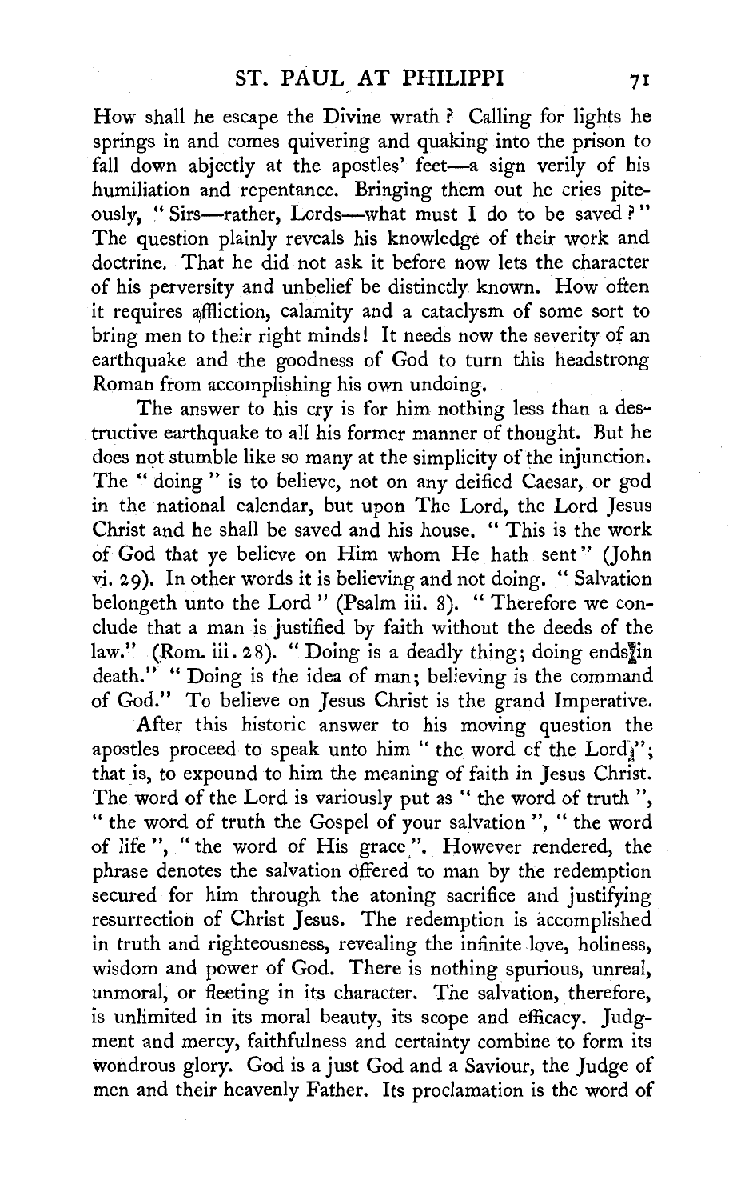How shall he escape the Divine wrath? Calling for lights he springs in and comes quivering and quaking into the prison to fall down abjectly at the apostles' feet—a sign verily of his humiliation and repentance. Bringing them out he cries piteously, "Sirs—rather, Lords—what must I do to be saved?" The question plainly reveals his knowledge of their work and doctrine. That he did not ask it before now lets the character of his perversity and unbelief be distinctly known. How often it requires affliction, calamity and a cataclysm of some sort to bring men to their right minds! It needs now the severity of an earthquake and the goodness of God to turn this headstrong Roman from accomplishing his own undoing.

The answer to his cry is for him nothing less than a destructive earthquake to all his former manner of thought. But he does not stumble like so many at the simplicity of the injunction. The "doing" is to believe, not on any deified Caesar, or god in the national calendar, but upon The Lord, the Lord Jesus Christ and he shall be saved and his house. "This is the work of God that ye believe on Him whom He hath sent" (John vi. 29). In other words it is believing and not doing. "Salvation belongeth unto the Lord" (Psalm iii. 8). "Therefore we conclude that a man is justified by faith without the deeds of the law." (Rom. iii. 28). "Doing is a deadly thing; doing ends in death." "Doing is the idea of man; believing is the command of God." To believe on Jesus Christ is the grand Imperative.

After this historic answer to his moving question the apostles proceed to speak unto him "the word of the Lord"; that is, to expound to him the meaning of faith in Jesus Christ. The word of the Lord is variously put as "the word of truth", "the word of truth the Gospel of your salvation", "the word of life", "the word of His grace". However rendered, the phrase denotes the salvation offered to man by the redemption secured for him through the atoning sacrifice and justifying resurrection of Christ Jesus. The redemption is accomplished in truth and righteousness, revealing the infinite love, holiness, wisdom and power of God. There is nothing spurious, unreal, unmoral, or fleeting in its character. The salvation, therefore, is unlimited in its moral beauty, its scope and efficacy. Judgment and mercy, faithfulness and certainty combine to form its wondrous glory. God is a just God and a Saviour, the Judge of men and their heavenly Father. Its proclamation is the word of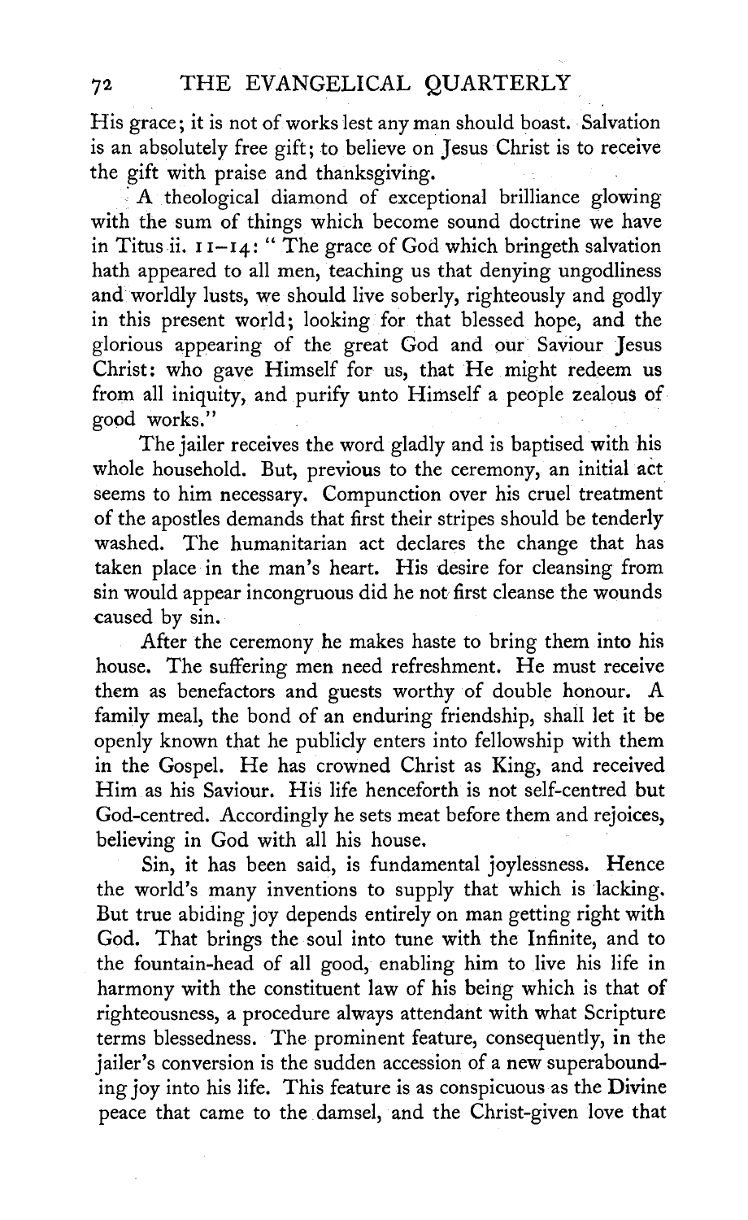His grace; it is not of works lest any man should boast. Salvation is an absolutely free gift; to believe on Jesus Christ is to receive the gift with praise and thanksgiving.

A theological diamond of exceptional brilliance glowing with the sum of things which become sound doctrine we have in Titus ii. 11–14: " The grace of God which bringeth salvation hath appeared to all men, teaching us that denying ungodliness and worldly lusts, we should live soberly, righteously and godly in this present world; looking for that blessed hope, and the glorious appearing of the great God and our Saviour Jesus Christ: who gave Himself for us, that He might redeem us from all iniquity, and purify unto Himself a people zealous of good works."

The jailer receives the word gladly and is baptised with his whole household. But, previous to the ceremony, an initial act seems to him necessary. Compunction over his cruel treatment of the apostles demands that first their stripes should be tenderly washed. The humanitarian act declares the change that has taken place in the man's heart. His desire for cleansing from sin would appear incongruous did he not first cleanse the wounds caused by sin.

After the ceremony he makes haste to bring them into his house. The suffering men need refreshment. He must receive them as benefactors and guests worthy of double honour. A family meal, the bond of an enduring friendship, shall let it be openly known that he publicly enters into fellowship with them in the Gospel. He has crowned Christ as King, and received Him as his Saviour. His life henceforth is not self-centred but God-centred. Accordingly he sets meat before them and rejoices, believing in God with all his house.

Sin, it has been said, is fundamental joylessness. Hence the world's many inventions to supply that which is lacking. But true abiding joy depends entirely on man getting right with God. That brings the soul into tune with the Infinite, and to the fountain-head of all good, enabling him to live his life in harmony with the constituent law of his being which is that of righteousness, a procedure always attendant with what Scripture terms blessedness. The prominent feature, consequently, in the jailer's conversion is the sudden accession of a new superabounding joy into his life. This feature is as conspicuous as the Divine peace that came to the damsel, and the Christ-given love that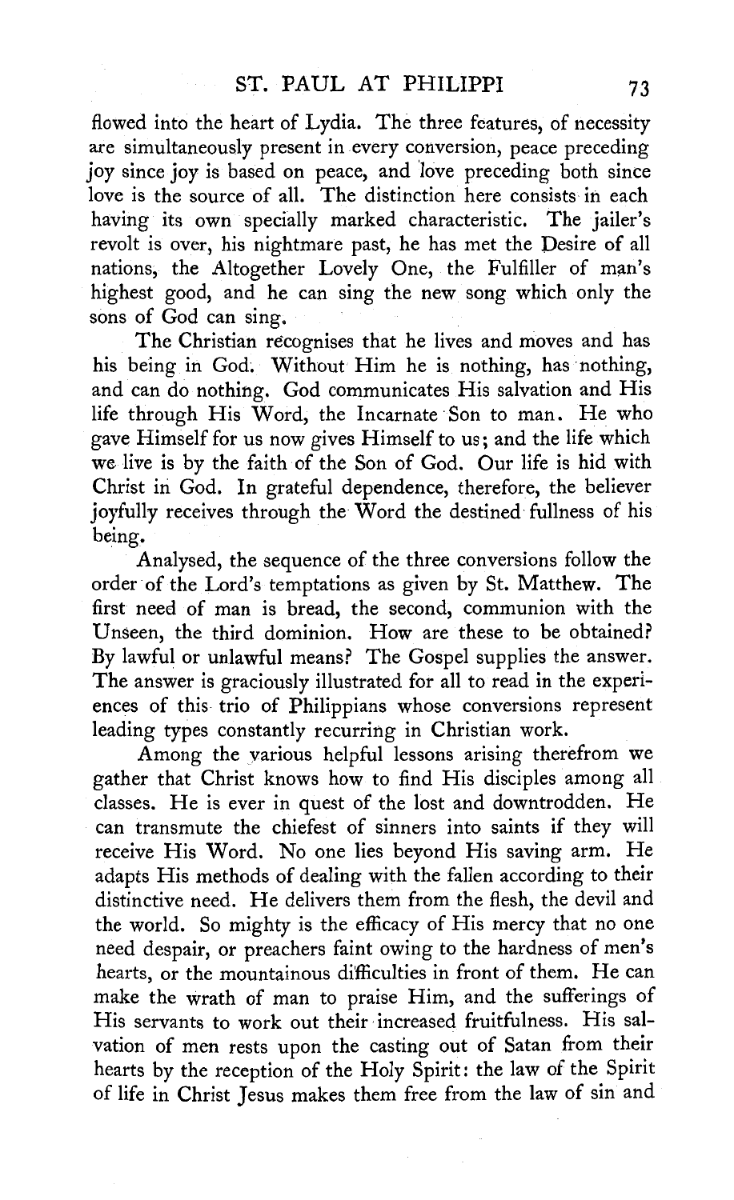flowed into the heart of Lydia. The three features, of necessity are simultaneously present in every conversion, peace preceding joy since joy is based on peace, and love preceding both since love is the source of all. The distinction here consists in each having its own specially marked characteristic. The jailer's revolt is over, his nightmare past, he has met the Desire of all nations, the Altogether Lovely One, the Fulfiller of man's highest good, and he can sing the new song which only the sons of God can sing.

The Christian recognises that he lives and moves and has his being in God. Without Him he is nothing, has nothing, and can do nothing. God communicates His salvation and His life through His Word, the Incarnate Son to man. He who gave Himself for us now gives Himself to us; and the life which we live is by the faith of the Son of God. Our life is hid with Christ in God. In grateful dependence, therefore, the believer joyfully receives through the Word the destined fullness of his being.

Analysed, the sequence of the three conversions follow the order of the Lord's temptations as given by St. Matthew. The first need of man is bread, the second, communion with the Unseen, the third dominion. How are these to be obtained? By lawful or unlawful means? The Gospel supplies the answer. The answer is graciously illustrated for all to read in the experiences of this trio of Philippians whose conversions represent leading types constantly recurring in Christian work.

Among the various helpful lessons arising therefrom we gather that Christ knows how to find His disciples among all classes. He is ever in quest of the lost and downtrodden. He can transmute the chiefest of sinners into saints if they will receive His Word. No one lies beyond His saving arm. He adapts His methods of dealing with the fallen according to their distinctive need. He delivers them from the flesh, the devil and the world. So mighty is the efficacy of His mercy that no one need despair, or preachers faint owing to the hardness of men's hearts, or the mountainous difficulties in front of them. He can make the wrath of man to praise Him, and the sufferings of His servants to work out their increased fruitfulness. His salvation of men rests upon the casting out of Satan from their hearts by the reception of the Holy Spirit: the law of the Spirit of life in Christ Jesus makes them free from the law of sin and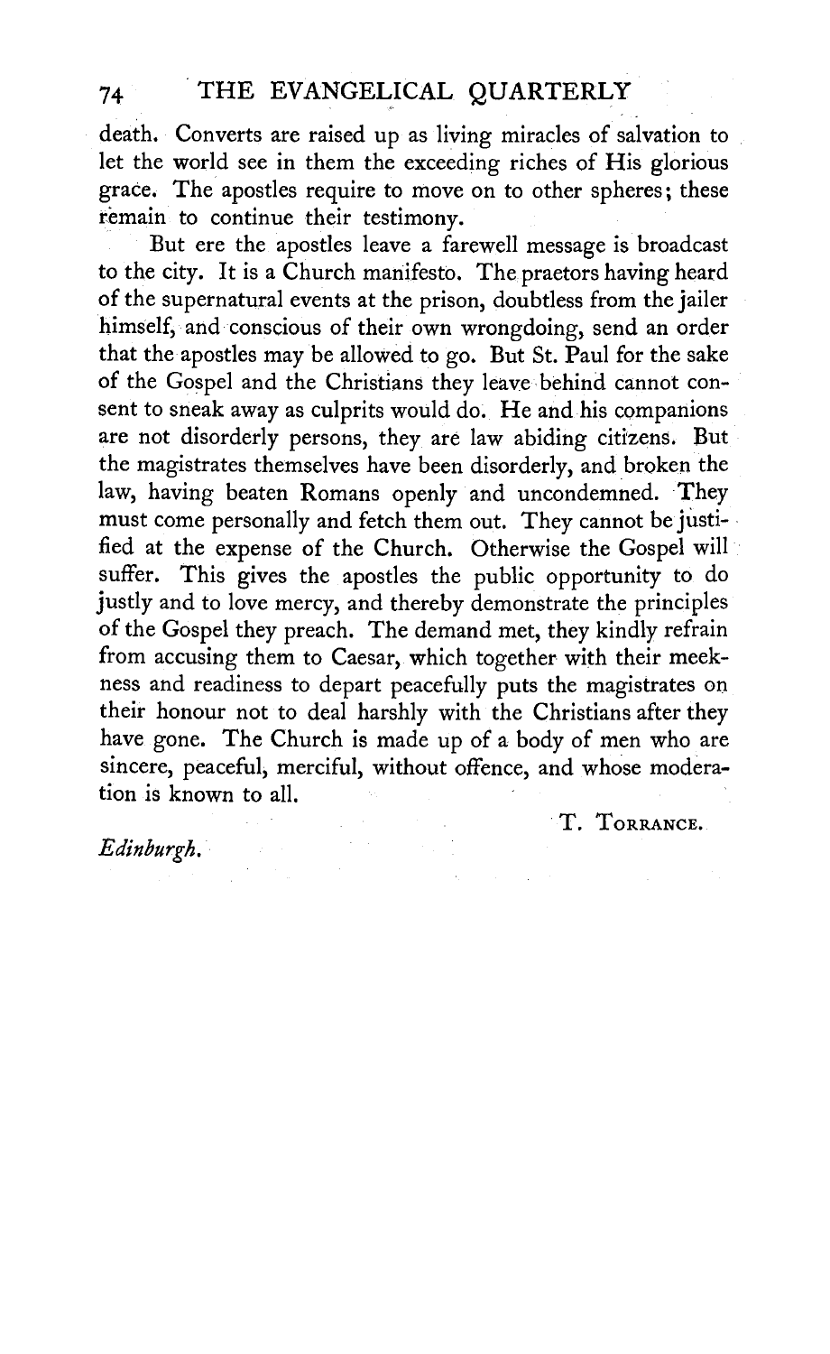death. Converts are raised up as living miracles of salvation to let the world see in them the exceeding riches of His glorious grace. The apostles require to move on to other spheres; these remain to continue their testimony.

But ere the apostles leave a farewell message is broadcast to the city. It is a Church manifesto. The praetors having heard of the supernatural events at the prison, doubtless from the jailer himself, and conscious of their own wrongdoing, send an order that the apostles may be allowed to go. But St. Paul for the sake of the Gospel and the Christians they leave behind cannot consent to sneak away as culprits would do. He and his companions are not disorderly persons, they are law abiding citizens. But the magistrates themselves have been disorderly, and broken the law, having beaten Romans openly and uncondemned. They must come personally and fetch them out. They cannot be justified at the expense of the Church. Otherwise the Gospel will suffer. This gives the apostles the public opportunity to do justly and to love mercy, and thereby demonstrate the principles of the Gospel they preach. The demand met, they kindly refrain from accusing them to Caesar, which together with their meekness and readiness to depart peacefully puts the magistrates on their honour not to deal harshly with the Christians after they have gone. The Church is made up of a body of men who are sincere, peaceful, merciful, without offence, and whose moderation is known to all.

T. Torrance.

*Edinburgh.*